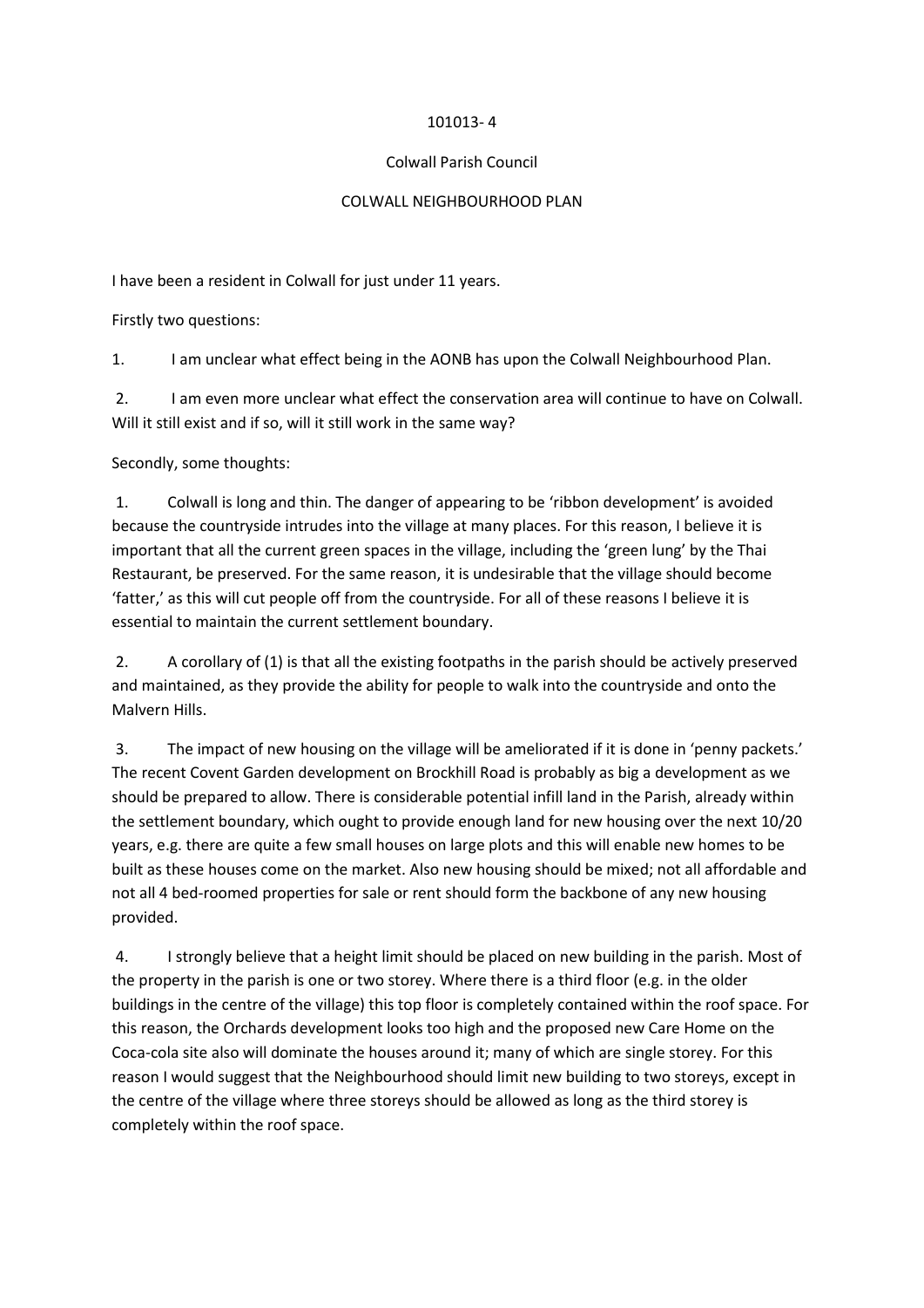101013- 4

Colwall Parish Council

COLWALL NEIGHBOURHOOD PLAN

I have been a resident in Colwall for just under 11 years.

Firstly two questions:

1. I am unclear what effect being in the AONB has upon the Colwall Neighbourhood Plan.

2. I am even more unclear what effect the conservation area will continue to have on Colwall. Will it still exist and if so, will it still work in the same way?

Secondly, some thoughts:

1. Colwall is long and thin. The danger of appearing to be 'ribbon development' is avoided because the countryside intrudes into the village at many places. For this reason, I believe it is important that all the current green spaces in the village, including the 'green lung' by the Thai Restaurant, be preserved. For the same reason, it is undesirable that the village should become 'fatter,' as this will cut people off from the countryside. For all of these reasons I believe it is essential to maintain the current settlement boundary.

2. A corollary of (1) is that all the existing footpaths in the parish should be actively preserved and maintained, as they provide the ability for people to walk into the countryside and onto the Malvern Hills.

3. The impact of new housing on the village will be ameliorated if it is done in 'penny packets.' The recent Covent Garden development on Brockhill Road is probably as big a development as we should be prepared to allow. There is considerable potential infill land in the Parish, already within the settlement boundary, which ought to provide enough land for new housing over the next 10/20 years, e.g. there are quite a few small houses on large plots and this will enable new homes to be built as these houses come on the market. Also new housing should be mixed; not all affordable and not all 4 bed-roomed properties for sale or rent should form the backbone of any new housing provided.

4. I strongly believe that a height limit should be placed on new building in the parish. Most of the property in the parish is one or two storey. Where there is a third floor (e.g. in the older buildings in the centre of the village) this top floor is completely contained within the roof space. For this reason, the Orchards development looks too high and the proposed new Care Home on the Coca-cola site also will dominate the houses around it; many of which are single storey. For this reason I would suggest that the Neighbourhood should limit new building to two storeys, except in the centre of the village where three storeys should be allowed as long as the third storey is completely within the roof space.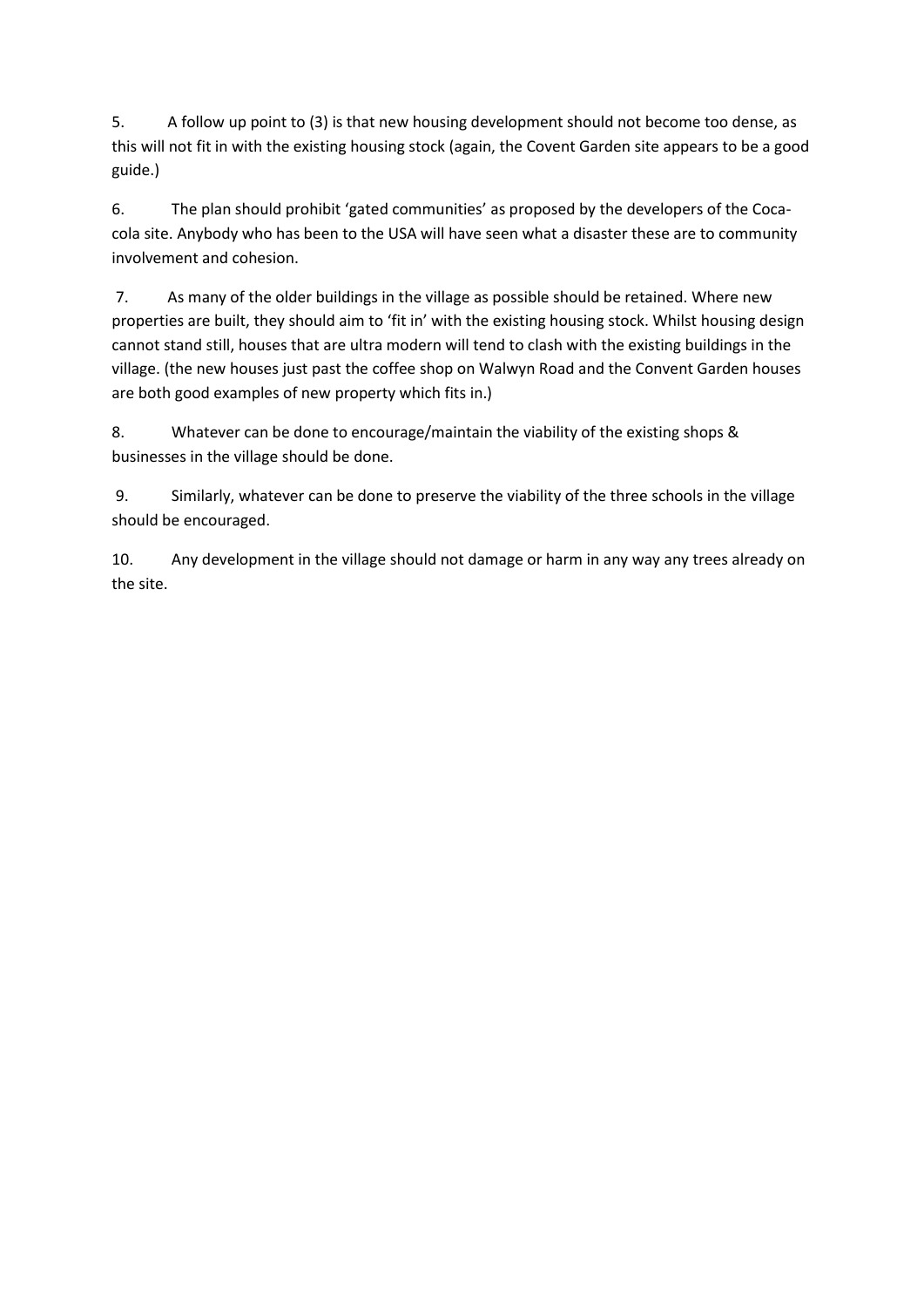5. A follow up point to (3) is that new housing development should not become too dense, as this will not fit in with the existing housing stock (again, the Covent Garden site appears to be a good guide.)

6. The plan should prohibit 'gated communities' as proposed by the developers of the Coca-cola site. Anybody who has been to the USA will have seen what a disaster these are to community involvement and cohesion.

7. As many of the older buildings in the village as possible should be retained. Where new properties are built, they should aim to 'fit in' with the existing housing stock. Whilst housing design cannot stand still, houses that are ultra modern will tend to clash with the existing buildings in the village. (the new houses just past the coffee shop on Walwyn Road and the Convent Garden houses are both good examples of new property which fits in.)

8. Whatever can be done to encourage/maintain the viability of the existing shops & businesses in the village should be done.

9. Similarly, whatever can be done to preserve the viability of the three schools in the village should be encouraged.

10. Any development in the village should not damage or harm in any way any trees already on the site.